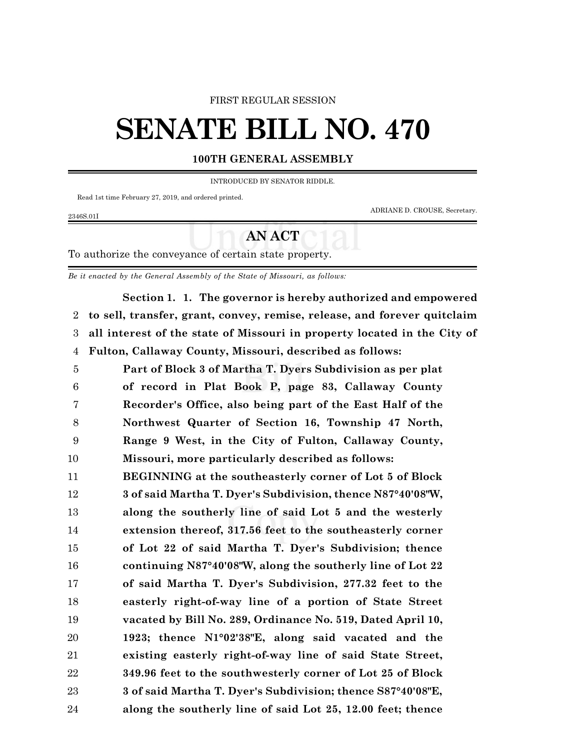FIRST REGULAR SESSION

# SENATE BILL NO. 470

**100TH GENERAL ASSEMBLY**

INTRODUCED BY SENATOR RIDDLE.

Read 1st time February 27, 2019, and ordered printed.

ADRIANE D. CROUSE, Secretary.

2346S.01I

## AN ACT

To authorize the conveyance of certain state property.

*Be it enacted by the General Assembly of the State of Missouri, as follows:*

**Section 1. 1. The governor is hereby authorized and empowered to sell, transfer, grant, convey, remise, release, and forever quitclaim all interest of the state of Missouri in property located in the City of Fulton, Callaway County, Missouri, described as follows:**

> **Part of Block 3 of Martha T. Dyers Subdivision as per plat of record in Plat Book P, page 83, Callaway County Recorder's Office, also being part of the East Half of the Northwest Quarter of Section 16, Township 47 North, Range 9 West, in the City of Fulton, Callaway County, Missouri, more particularly described as follows:**
>
> **BEGINNING at the southeasterly corner of Lot 5 of Block 3 of said Martha T. Dyer's Subdivision, thence N87°40'08"W, along the southerly line of said Lot 5 and the westerly extension thereof, 317.56 feet to the southeasterly corner of Lot 22 of said Martha T. Dyer's Subdivision; thence continuing N87°40'08"W, along the southerly line of Lot 22 of said Martha T. Dyer's Subdivision, 277.32 feet to the easterly right-of-way line of a portion of State Street vacated by Bill No. 289, Ordinance No. 519, Dated April 10, 1923; thence N1°02'38"E, along said vacated and the existing easterly right-of-way line of said State Street, 349.96 feet to the southwesterly corner of Lot 25 of Block 3 of said Martha T. Dyer's Subdivision; thence S87°40'08"E, along the southerly line of said Lot 25, 12.00 feet; thence**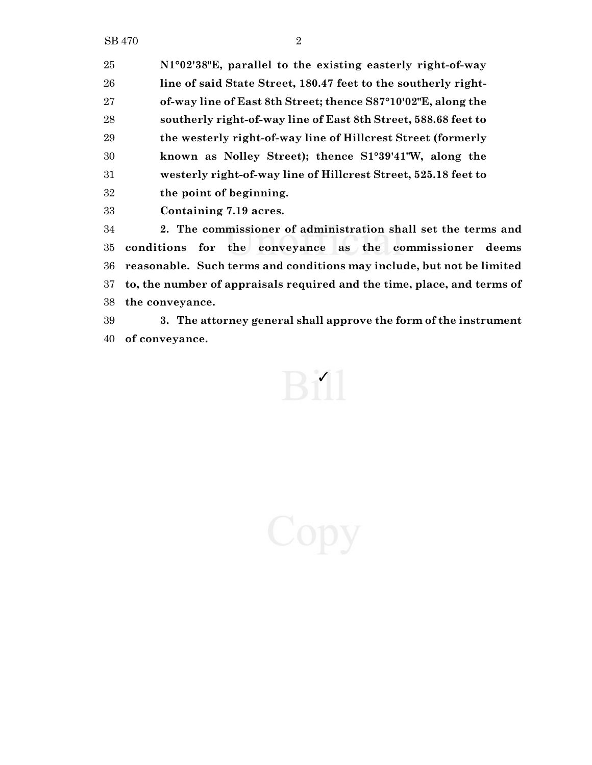**N1°02'38"E, parallel to the existing easterly right-of-way line of said State Street, 180.47 feet to the southerly right-of-way line of East 8th Street; thence S87°10'02"E, along the southerly right-of-way line of East 8th Street, 588.68 feet to the westerly right-of-way line of Hillcrest Street (formerly known as Nolley Street); thence S1°39'41"W, along the westerly right-of-way line of Hillcrest Street, 525.18 feet to the point of beginning.**

**Containing 7.19 acres.**

**2. The commissioner of administration shall set the terms and conditions for the conveyance as the commissioner deems reasonable. Such terms and conditions may include, but not be limited to, the number of appraisals required and the time, place, and terms of the conveyance.**

**3. The attorney general shall approve the form of the instrument of conveyance.**

✓